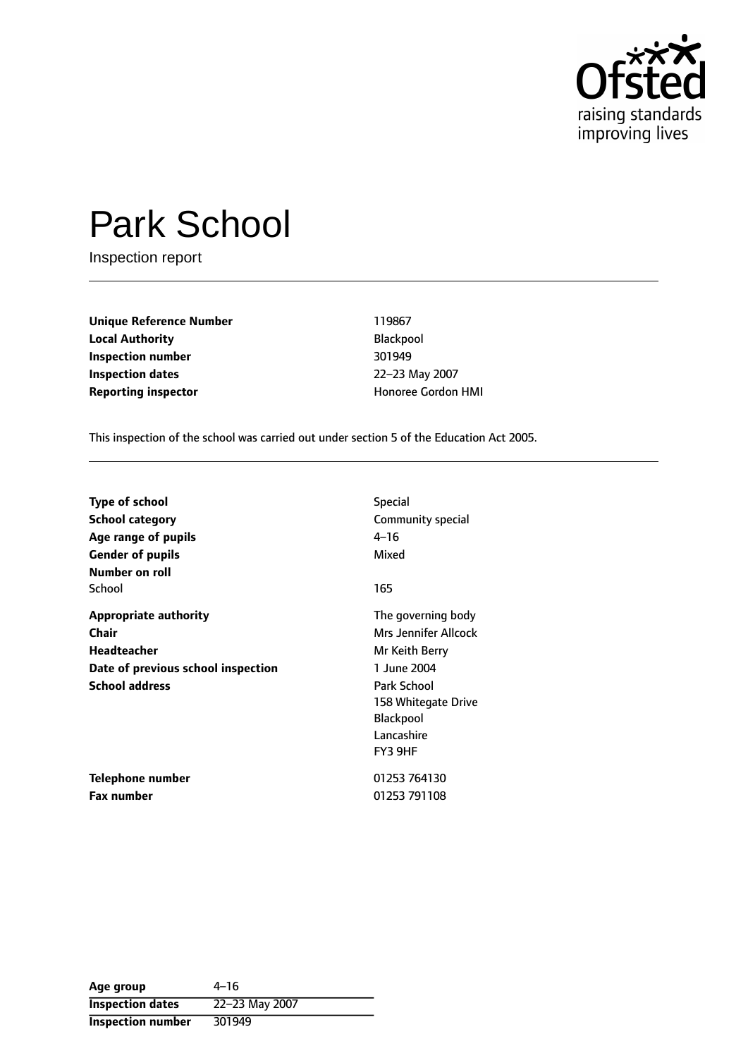# Park School

Inspection report

| | |
|---|---|
| **Unique Reference Number** | 119867 |
| **Local Authority** | Blackpool |
| **Inspection number** | 301949 |
| **Inspection dates** | 22–23 May 2007 |
| **Reporting inspector** | Honoree Gordon HMI |

This inspection of the school was carried out under section 5 of the Education Act 2005.

| | |
|---|---|
| **Type of school** | Special |
| **School category** | Community special |
| **Age range of pupils** | 4–16 |
| **Gender of pupils** | Mixed |
| **Number on roll** | |
| School | 165 |
| **Appropriate authority** | The governing body |
| **Chair** | Mrs Jennifer Allcock |
| **Headteacher** | Mr Keith Berry |
| **Date of previous school inspection** | 1 June 2004 |
| **School address** | Park School<br>158 Whitegate Drive<br>Blackpool<br>Lancashire<br>FY3 9HF |
| **Telephone number** | 01253 764130 |
| **Fax number** | 01253 791108 |

| | |
|---|---|
| **Age group** | 4–16 |
| **Inspection dates** | 22–23 May 2007 |
| **Inspection number** | 301949 |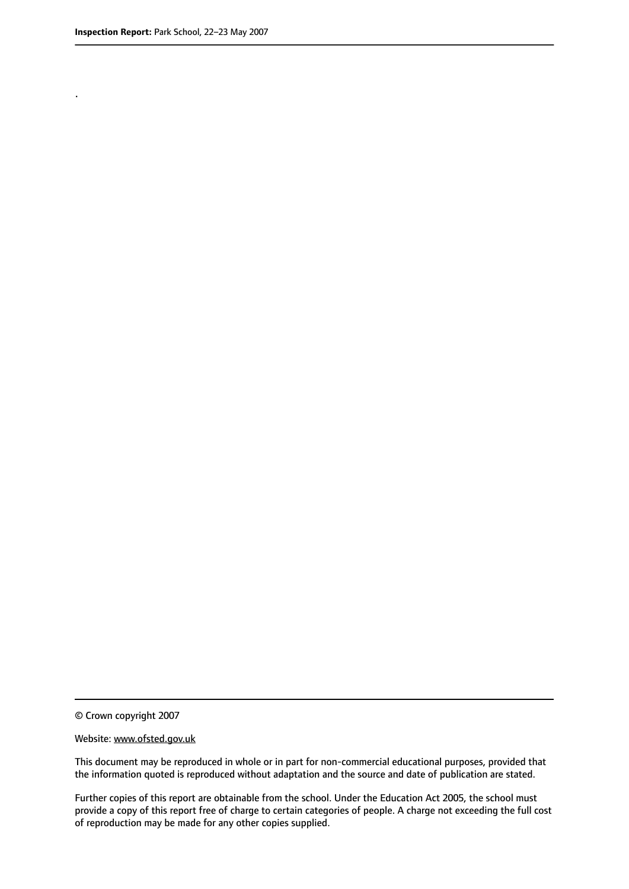.

© Crown copyright 2007

Website: www.ofsted.gov.uk

This document may be reproduced in whole or in part for non-commercial educational purposes, provided that the information quoted is reproduced without adaptation and the source and date of publication are stated.

Further copies of this report are obtainable from the school. Under the Education Act 2005, the school must provide a copy of this report free of charge to certain categories of people. A charge not exceeding the full cost of reproduction may be made for any other copies supplied.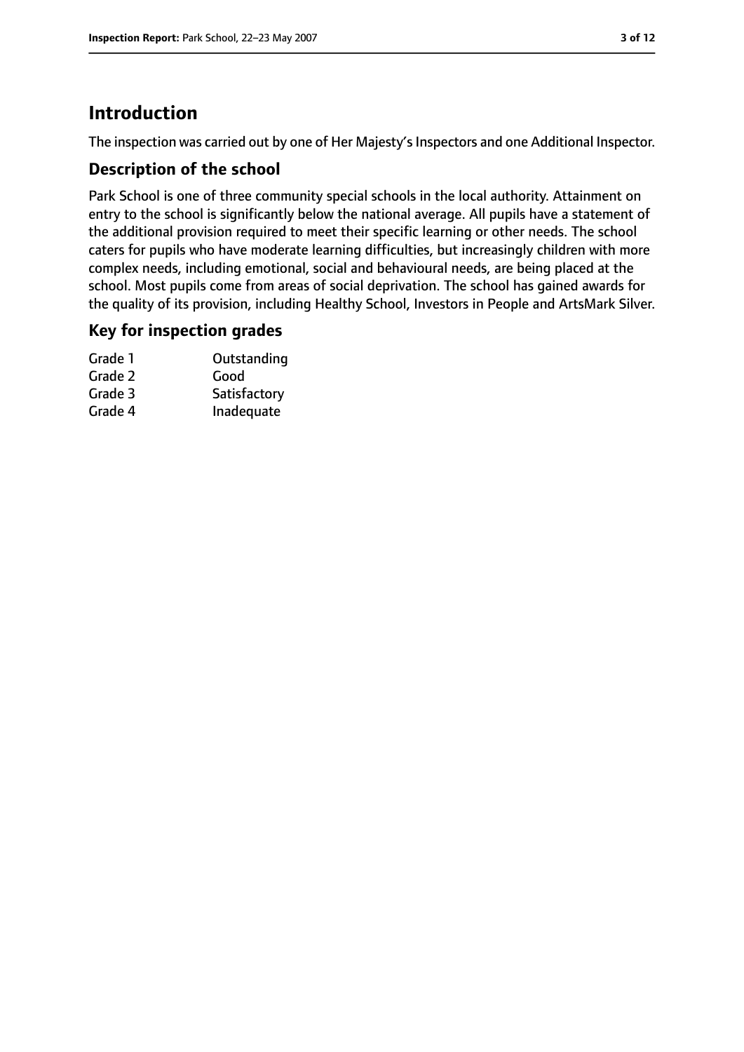# Introduction

The inspection was carried out by one of Her Majesty's Inspectors and one Additional Inspector.

## Description of the school

Park School is one of three community special schools in the local authority. Attainment on entry to the school is significantly below the national average. All pupils have a statement of the additional provision required to meet their specific learning or other needs. The school caters for pupils who have moderate learning difficulties, but increasingly children with more complex needs, including emotional, social and behavioural needs, are being placed at the school. Most pupils come from areas of social deprivation. The school has gained awards for the quality of its provision, including Healthy School, Investors in People and ArtsMark Silver.

## Key for inspection grades

| | |
|---|---|
| Grade 1 | Outstanding |
| Grade 2 | Good |
| Grade 3 | Satisfactory |
| Grade 4 | Inadequate |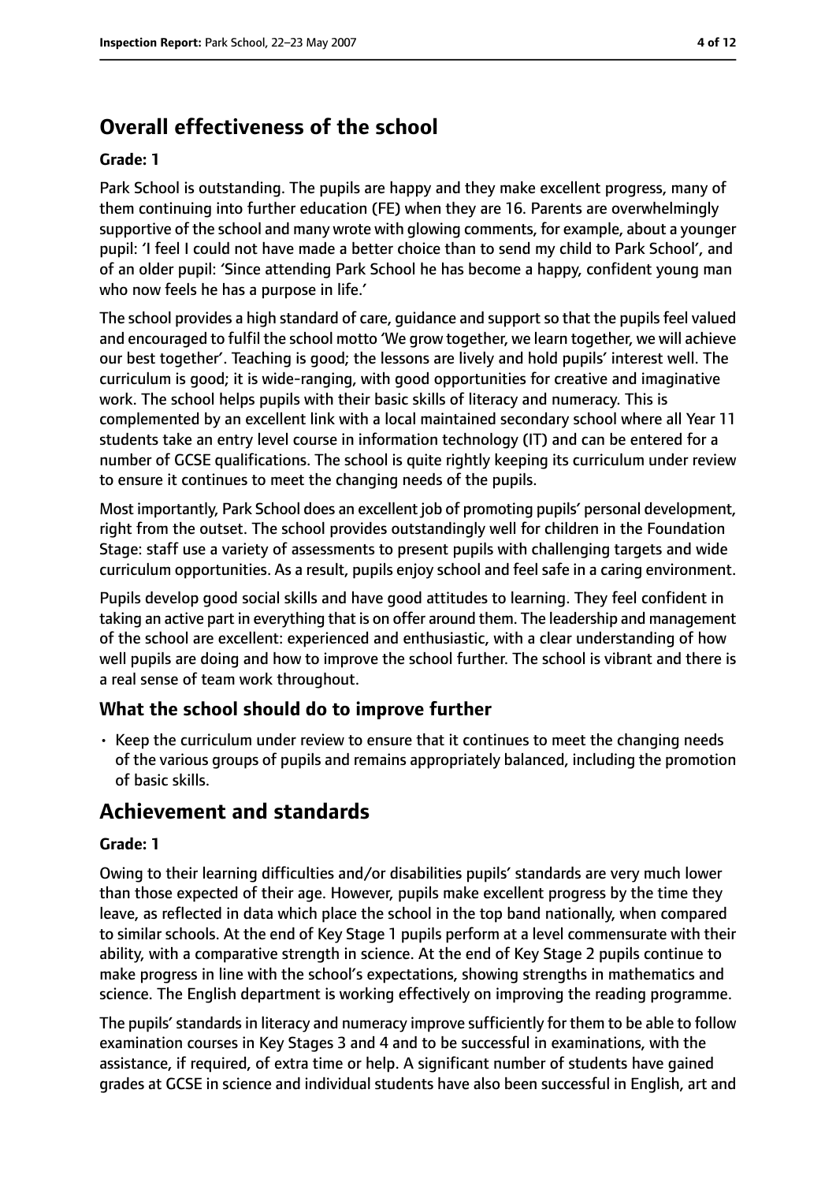## Overall effectiveness of the school

**Grade: 1**

Park School is outstanding. The pupils are happy and they make excellent progress, many of them continuing into further education (FE) when they are 16. Parents are overwhelmingly supportive of the school and many wrote with glowing comments, for example, about a younger pupil: 'I feel I could not have made a better choice than to send my child to Park School', and of an older pupil: 'Since attending Park School he has become a happy, confident young man who now feels he has a purpose in life.'

The school provides a high standard of care, guidance and support so that the pupils feel valued and encouraged to fulfil the school motto 'We grow together, we learn together, we will achieve our best together'. Teaching is good; the lessons are lively and hold pupils' interest well. The curriculum is good; it is wide-ranging, with good opportunities for creative and imaginative work. The school helps pupils with their basic skills of literacy and numeracy. This is complemented by an excellent link with a local maintained secondary school where all Year 11 students take an entry level course in information technology (IT) and can be entered for a number of GCSE qualifications. The school is quite rightly keeping its curriculum under review to ensure it continues to meet the changing needs of the pupils.

Most importantly, Park School does an excellent job of promoting pupils' personal development, right from the outset. The school provides outstandingly well for children in the Foundation Stage: staff use a variety of assessments to present pupils with challenging targets and wide curriculum opportunities. As a result, pupils enjoy school and feel safe in a caring environment.

Pupils develop good social skills and have good attitudes to learning. They feel confident in taking an active part in everything that is on offer around them. The leadership and management of the school are excellent: experienced and enthusiastic, with a clear understanding of how well pupils are doing and how to improve the school further. The school is vibrant and there is a real sense of team work throughout.

### What the school should do to improve further

- Keep the curriculum under review to ensure that it continues to meet the changing needs of the various groups of pupils and remains appropriately balanced, including the promotion of basic skills.

## Achievement and standards

**Grade: 1**

Owing to their learning difficulties and/or disabilities pupils' standards are very much lower than those expected of their age. However, pupils make excellent progress by the time they leave, as reflected in data which place the school in the top band nationally, when compared to similar schools. At the end of Key Stage 1 pupils perform at a level commensurate with their ability, with a comparative strength in science. At the end of Key Stage 2 pupils continue to make progress in line with the school's expectations, showing strengths in mathematics and science. The English department is working effectively on improving the reading programme.

The pupils' standards in literacy and numeracy improve sufficiently for them to be able to follow examination courses in Key Stages 3 and 4 and to be successful in examinations, with the assistance, if required, of extra time or help. A significant number of students have gained grades at GCSE in science and individual students have also been successful in English, art and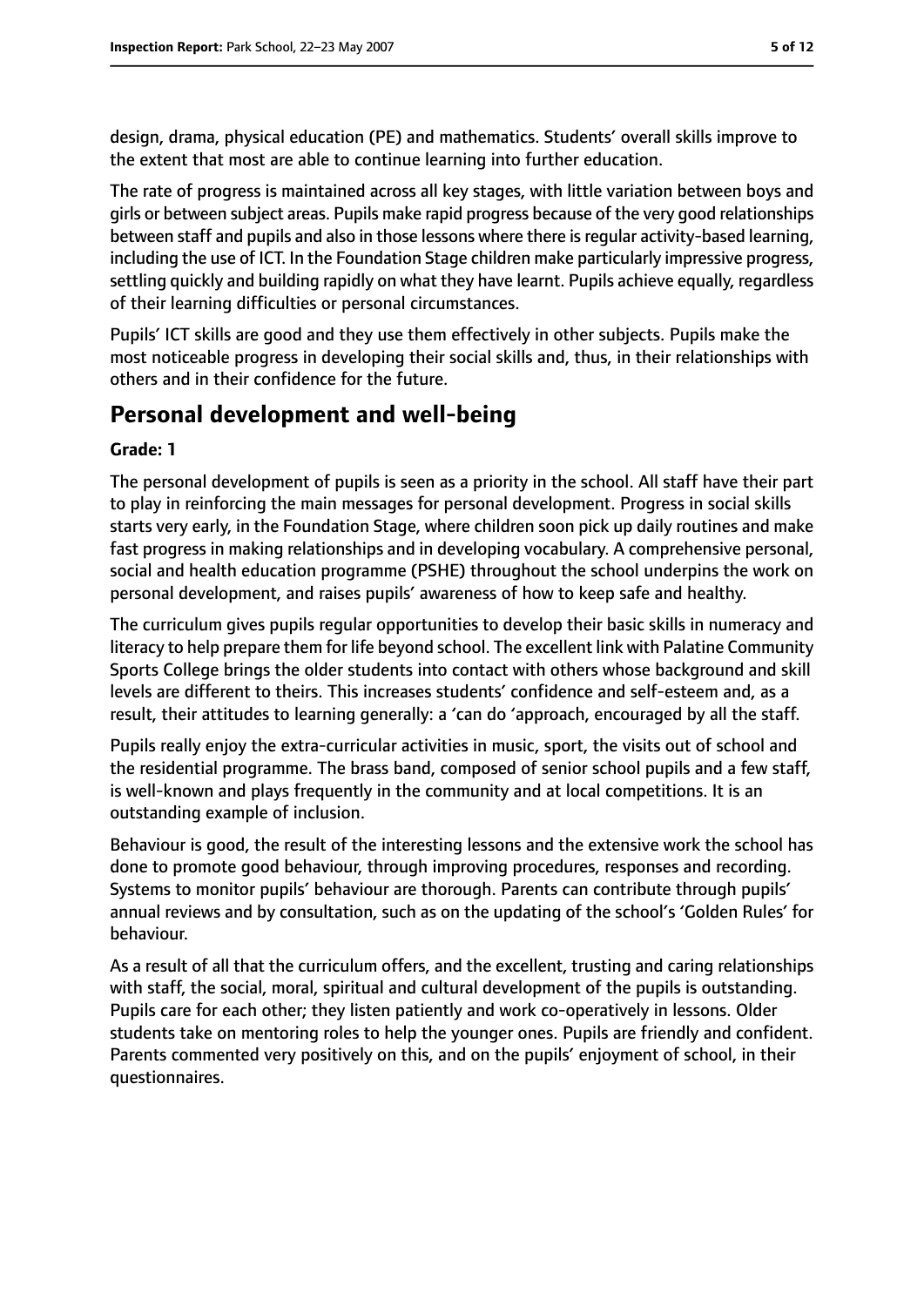design, drama, physical education (PE) and mathematics. Students' overall skills improve to the extent that most are able to continue learning into further education.

The rate of progress is maintained across all key stages, with little variation between boys and girls or between subject areas. Pupils make rapid progress because of the very good relationships between staff and pupils and also in those lessons where there is regular activity-based learning, including the use of ICT. In the Foundation Stage children make particularly impressive progress, settling quickly and building rapidly on what they have learnt. Pupils achieve equally, regardless of their learning difficulties or personal circumstances.

Pupils' ICT skills are good and they use them effectively in other subjects. Pupils make the most noticeable progress in developing their social skills and, thus, in their relationships with others and in their confidence for the future.

## Personal development and well-being

**Grade: 1**

The personal development of pupils is seen as a priority in the school. All staff have their part to play in reinforcing the main messages for personal development. Progress in social skills starts very early, in the Foundation Stage, where children soon pick up daily routines and make fast progress in making relationships and in developing vocabulary. A comprehensive personal, social and health education programme (PSHE) throughout the school underpins the work on personal development, and raises pupils' awareness of how to keep safe and healthy.

The curriculum gives pupils regular opportunities to develop their basic skills in numeracy and literacy to help prepare them for life beyond school. The excellent link with Palatine Community Sports College brings the older students into contact with others whose background and skill levels are different to theirs. This increases students' confidence and self-esteem and, as a result, their attitudes to learning generally: a 'can do 'approach, encouraged by all the staff.

Pupils really enjoy the extra-curricular activities in music, sport, the visits out of school and the residential programme. The brass band, composed of senior school pupils and a few staff, is well-known and plays frequently in the community and at local competitions. It is an outstanding example of inclusion.

Behaviour is good, the result of the interesting lessons and the extensive work the school has done to promote good behaviour, through improving procedures, responses and recording. Systems to monitor pupils' behaviour are thorough. Parents can contribute through pupils' annual reviews and by consultation, such as on the updating of the school's 'Golden Rules' for behaviour.

As a result of all that the curriculum offers, and the excellent, trusting and caring relationships with staff, the social, moral, spiritual and cultural development of the pupils is outstanding. Pupils care for each other; they listen patiently and work co-operatively in lessons. Older students take on mentoring roles to help the younger ones. Pupils are friendly and confident. Parents commented very positively on this, and on the pupils' enjoyment of school, in their questionnaires.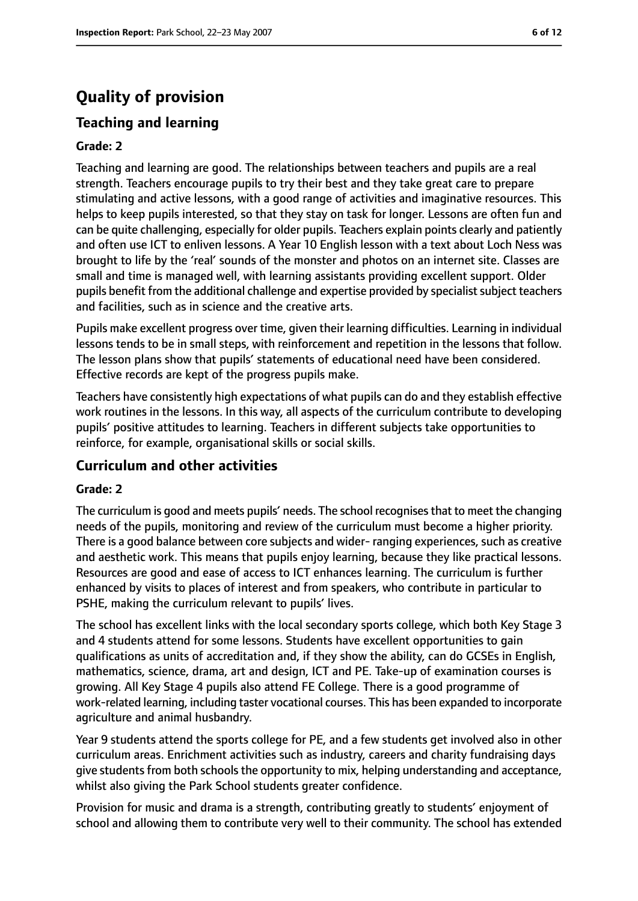# Quality of provision

## Teaching and learning

**Grade: 2**

Teaching and learning are good. The relationships between teachers and pupils are a real strength. Teachers encourage pupils to try their best and they take great care to prepare stimulating and active lessons, with a good range of activities and imaginative resources. This helps to keep pupils interested, so that they stay on task for longer. Lessons are often fun and can be quite challenging, especially for older pupils. Teachers explain points clearly and patiently and often use ICT to enliven lessons. A Year 10 English lesson with a text about Loch Ness was brought to life by the 'real' sounds of the monster and photos on an internet site. Classes are small and time is managed well, with learning assistants providing excellent support. Older pupils benefit from the additional challenge and expertise provided by specialist subject teachers and facilities, such as in science and the creative arts.

Pupils make excellent progress over time, given their learning difficulties. Learning in individual lessons tends to be in small steps, with reinforcement and repetition in the lessons that follow. The lesson plans show that pupils' statements of educational need have been considered. Effective records are kept of the progress pupils make.

Teachers have consistently high expectations of what pupils can do and they establish effective work routines in the lessons. In this way, all aspects of the curriculum contribute to developing pupils' positive attitudes to learning. Teachers in different subjects take opportunities to reinforce, for example, organisational skills or social skills.

## Curriculum and other activities

**Grade: 2**

The curriculum is good and meets pupils' needs. The school recognises that to meet the changing needs of the pupils, monitoring and review of the curriculum must become a higher priority. There is a good balance between core subjects and wider- ranging experiences, such as creative and aesthetic work. This means that pupils enjoy learning, because they like practical lessons. Resources are good and ease of access to ICT enhances learning. The curriculum is further enhanced by visits to places of interest and from speakers, who contribute in particular to PSHE, making the curriculum relevant to pupils' lives.

The school has excellent links with the local secondary sports college, which both Key Stage 3 and 4 students attend for some lessons. Students have excellent opportunities to gain qualifications as units of accreditation and, if they show the ability, can do GCSEs in English, mathematics, science, drama, art and design, ICT and PE. Take-up of examination courses is growing. All Key Stage 4 pupils also attend FE College. There is a good programme of work-related learning, including taster vocational courses. This has been expanded to incorporate agriculture and animal husbandry.

Year 9 students attend the sports college for PE, and a few students get involved also in other curriculum areas. Enrichment activities such as industry, careers and charity fundraising days give students from both schools the opportunity to mix, helping understanding and acceptance, whilst also giving the Park School students greater confidence.

Provision for music and drama is a strength, contributing greatly to students' enjoyment of school and allowing them to contribute very well to their community. The school has extended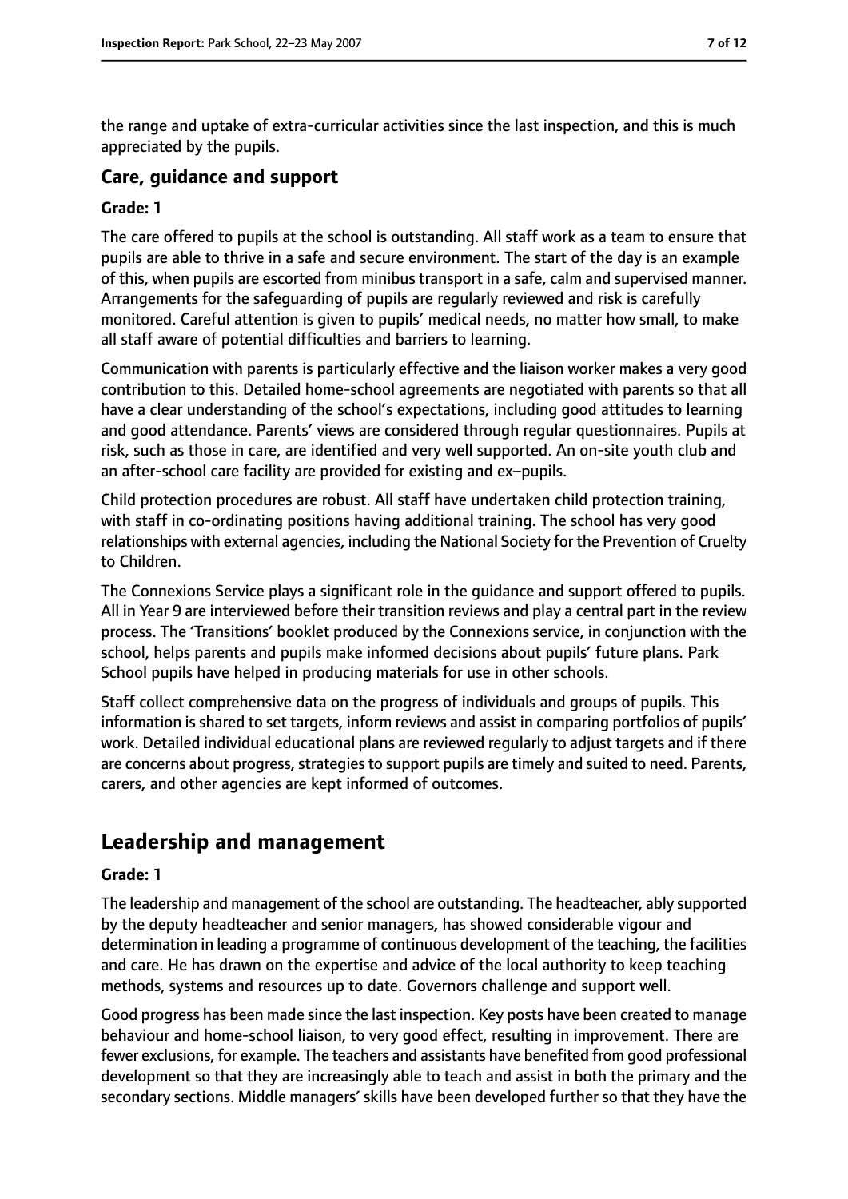the range and uptake of extra-curricular activities since the last inspection, and this is much appreciated by the pupils.

### Care, guidance and support

#### Grade: 1

The care offered to pupils at the school is outstanding. All staff work as a team to ensure that pupils are able to thrive in a safe and secure environment. The start of the day is an example of this, when pupils are escorted from minibus transport in a safe, calm and supervised manner. Arrangements for the safeguarding of pupils are regularly reviewed and risk is carefully monitored. Careful attention is given to pupils' medical needs, no matter how small, to make all staff aware of potential difficulties and barriers to learning.

Communication with parents is particularly effective and the liaison worker makes a very good contribution to this. Detailed home-school agreements are negotiated with parents so that all have a clear understanding of the school's expectations, including good attitudes to learning and good attendance. Parents' views are considered through regular questionnaires. Pupils at risk, such as those in care, are identified and very well supported. An on-site youth club and an after-school care facility are provided for existing and ex–pupils.

Child protection procedures are robust. All staff have undertaken child protection training, with staff in co-ordinating positions having additional training. The school has very good relationships with external agencies, including the National Society for the Prevention of Cruelty to Children.

The Connexions Service plays a significant role in the guidance and support offered to pupils. All in Year 9 are interviewed before their transition reviews and play a central part in the review process. The 'Transitions' booklet produced by the Connexions service, in conjunction with the school, helps parents and pupils make informed decisions about pupils' future plans. Park School pupils have helped in producing materials for use in other schools.

Staff collect comprehensive data on the progress of individuals and groups of pupils. This information is shared to set targets, inform reviews and assist in comparing portfolios of pupils' work. Detailed individual educational plans are reviewed regularly to adjust targets and if there are concerns about progress, strategies to support pupils are timely and suited to need. Parents, carers, and other agencies are kept informed of outcomes.

## Leadership and management

#### Grade: 1

The leadership and management of the school are outstanding. The headteacher, ably supported by the deputy headteacher and senior managers, has showed considerable vigour and determination in leading a programme of continuous development of the teaching, the facilities and care. He has drawn on the expertise and advice of the local authority to keep teaching methods, systems and resources up to date. Governors challenge and support well.

Good progress has been made since the last inspection. Key posts have been created to manage behaviour and home-school liaison, to very good effect, resulting in improvement. There are fewer exclusions, for example. The teachers and assistants have benefited from good professional development so that they are increasingly able to teach and assist in both the primary and the secondary sections. Middle managers' skills have been developed further so that they have the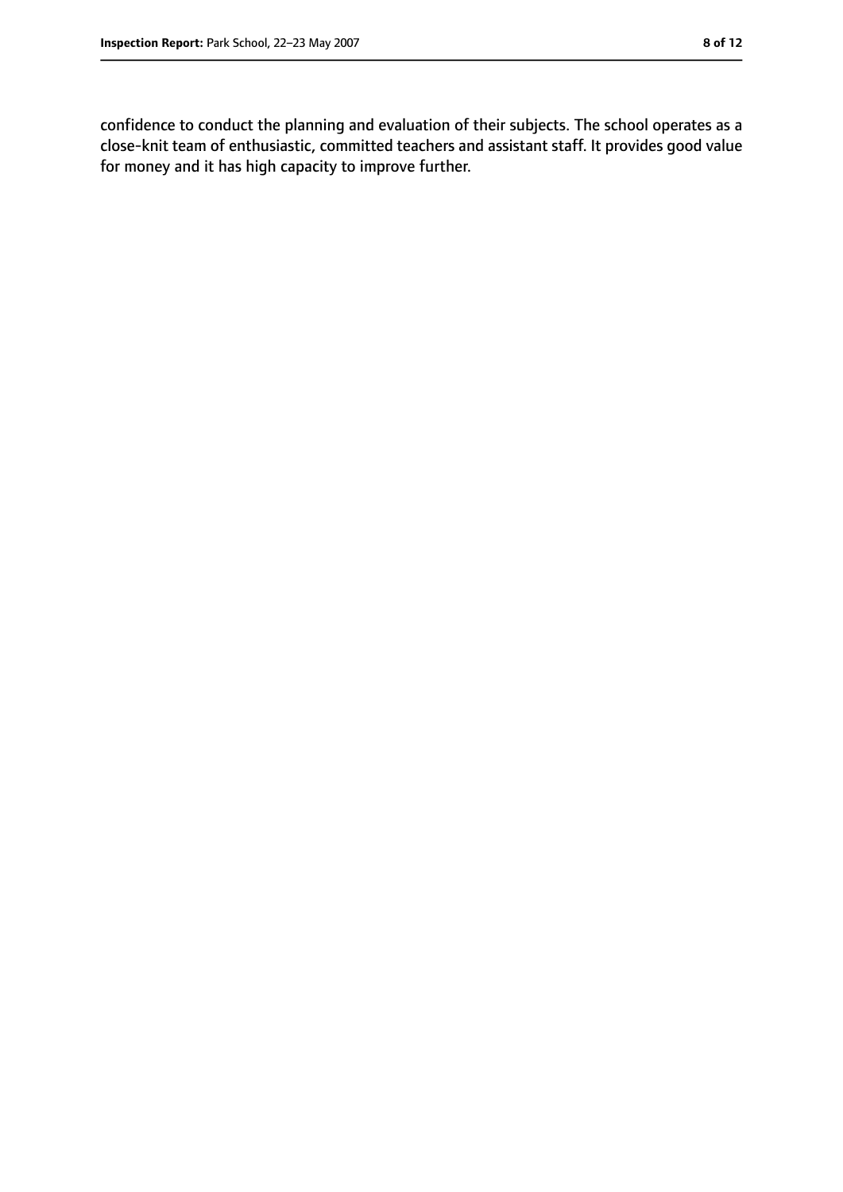confidence to conduct the planning and evaluation of their subjects. The school operates as a close-knit team of enthusiastic, committed teachers and assistant staff. It provides good value for money and it has high capacity to improve further.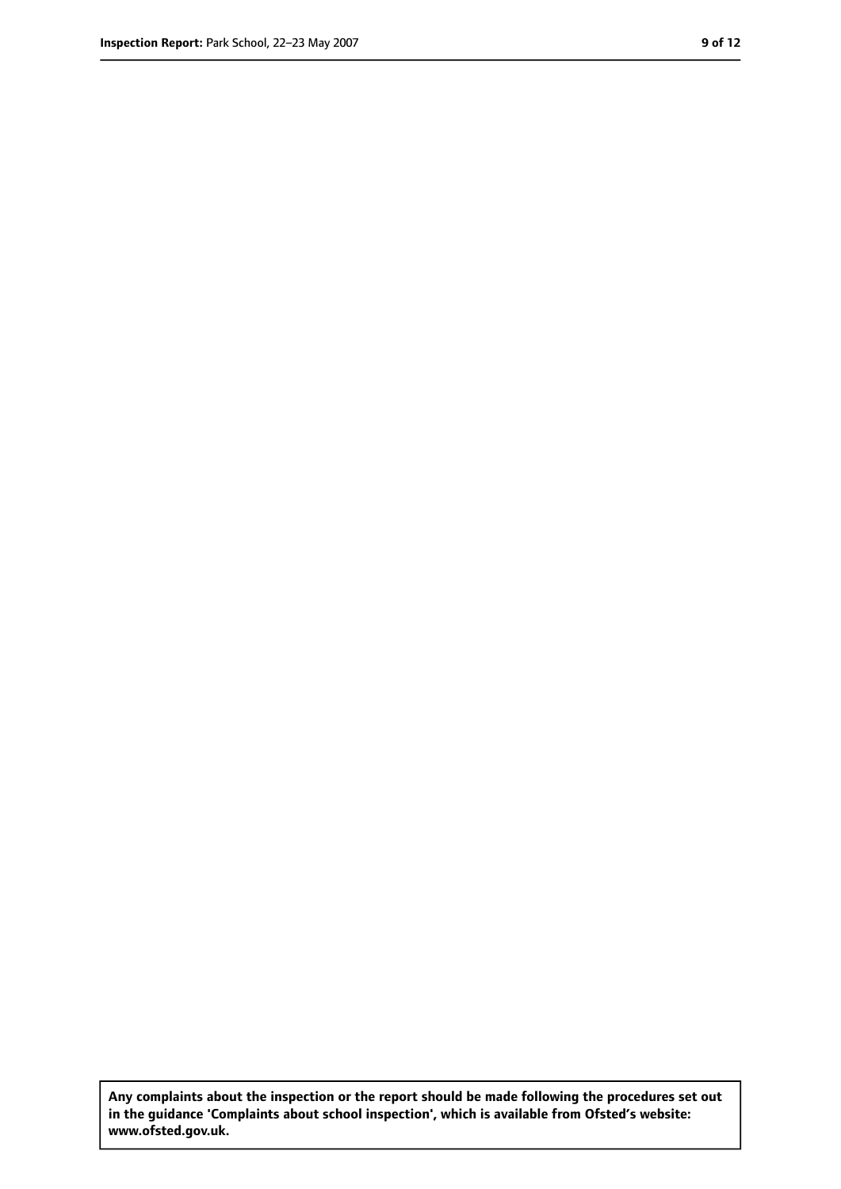**Any complaints about the inspection or the report should be made following the procedures set out in the guidance 'Complaints about school inspection', which is available from Ofsted's website: www.ofsted.gov.uk.**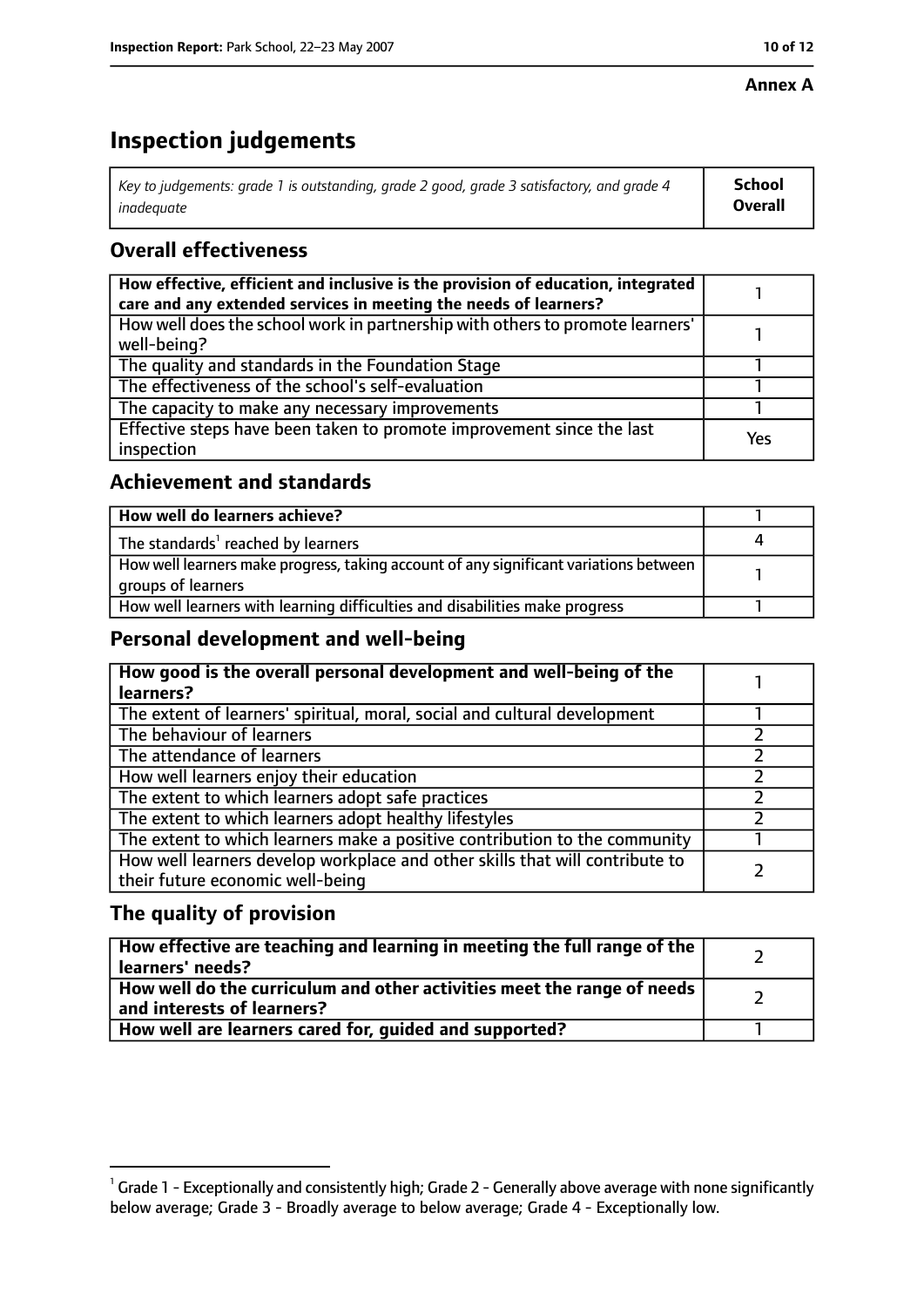**Annex A**

# Inspection judgements

| *Key to judgements: grade 1 is outstanding, grade 2 good, grade 3 satisfactory, and grade 4 inadequate* | **School Overall** |
|---|---|

## Overall effectiveness

| | |
|---|---|
| **How effective, efficient and inclusive is the provision of education, integrated care and any extended services in meeting the needs of learners?** | 1 |
| How well does the school work in partnership with others to promote learners' well-being? | 1 |
| The quality and standards in the Foundation Stage | 1 |
| The effectiveness of the school's self-evaluation | 1 |
| The capacity to make any necessary improvements | 1 |
| Effective steps have been taken to promote improvement since the last inspection | Yes |

## Achievement and standards

| | |
|---|---|
| **How well do learners achieve?** | 1 |
| The standards[1] reached by learners | 4 |
| How well learners make progress, taking account of any significant variations between groups of learners | 1 |
| How well learners with learning difficulties and disabilities make progress | 1 |

## Personal development and well-being

| | |
|---|---|
| **How good is the overall personal development and well-being of the learners?** | 1 |
| The extent of learners' spiritual, moral, social and cultural development | 1 |
| The behaviour of learners | 2 |
| The attendance of learners | 2 |
| How well learners enjoy their education | 2 |
| The extent to which learners adopt safe practices | 2 |
| The extent to which learners adopt healthy lifestyles | 2 |
| The extent to which learners make a positive contribution to the community | 1 |
| How well learners develop workplace and other skills that will contribute to their future economic well-being | 2 |

## The quality of provision

| | |
|---|---|
| **How effective are teaching and learning in meeting the full range of the learners' needs?** | 2 |
| **How well do the curriculum and other activities meet the range of needs and interests of learners?** | 2 |
| **How well are learners cared for, guided and supported?** | 1 |

[1] Grade 1 - Exceptionally and consistently high; Grade 2 - Generally above average with none significantly below average; Grade 3 - Broadly average to below average; Grade 4 - Exceptionally low.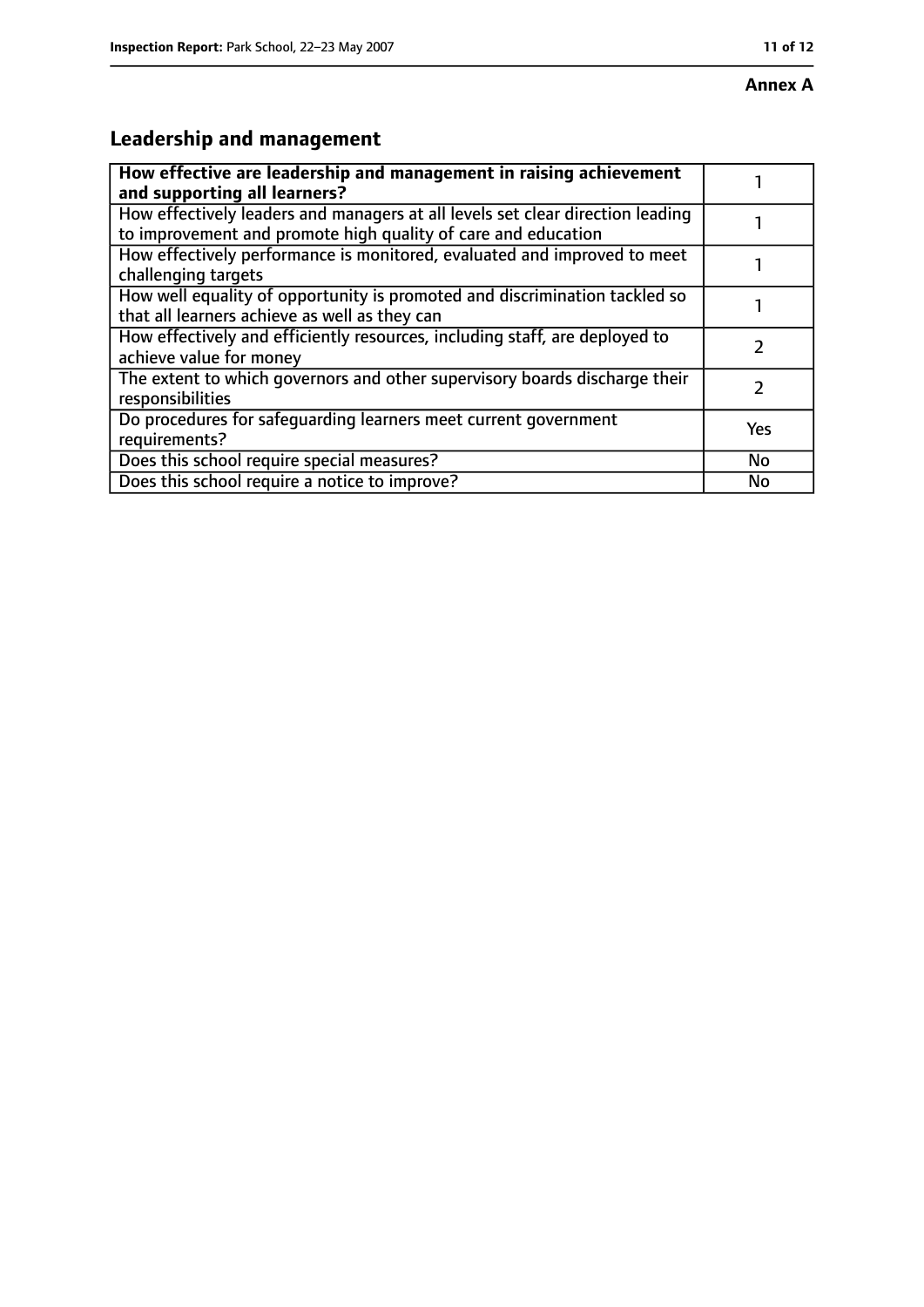**Annex A**

## Leadership and management

| **How effective are leadership and management in raising achievement and supporting all learners?** | 1 |
| --- | --- |
| How effectively leaders and managers at all levels set clear direction leading to improvement and promote high quality of care and education | 1 |
| How effectively performance is monitored, evaluated and improved to meet challenging targets | 1 |
| How well equality of opportunity is promoted and discrimination tackled so that all learners achieve as well as they can | 1 |
| How effectively and efficiently resources, including staff, are deployed to achieve value for money | 2 |
| The extent to which governors and other supervisory boards discharge their responsibilities | 2 |
| Do procedures for safeguarding learners meet current government requirements? | Yes |
| Does this school require special measures? | No |
| Does this school require a notice to improve? | No |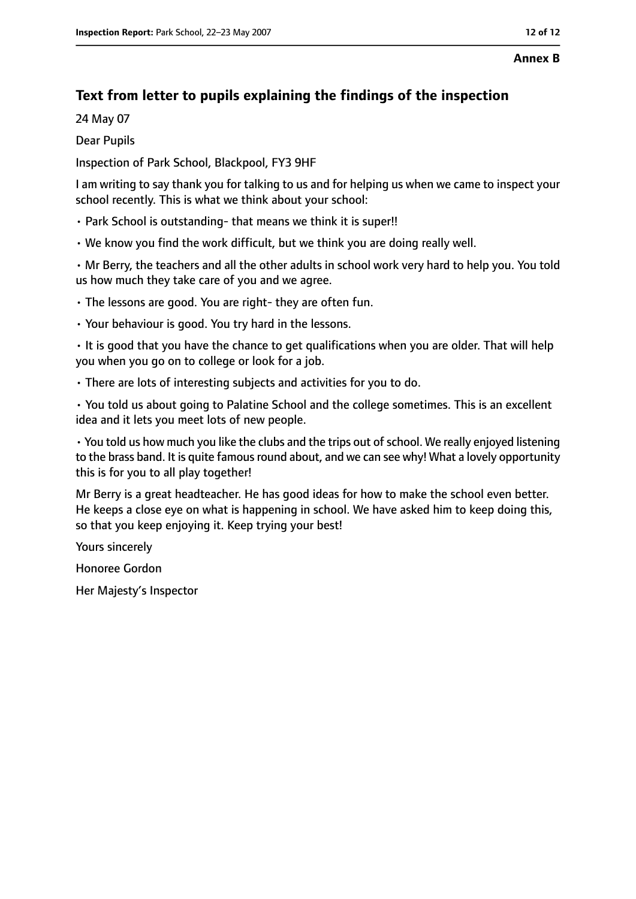**Annex B**

## Text from letter to pupils explaining the findings of the inspection

24 May 07

Dear Pupils

Inspection of Park School, Blackpool, FY3 9HF

I am writing to say thank you for talking to us and for helping us when we came to inspect your school recently. This is what we think about your school:

- Park School is outstanding- that means we think it is super!!
- We know you find the work difficult, but we think you are doing really well.
- Mr Berry, the teachers and all the other adults in school work very hard to help you. You told us how much they take care of you and we agree.
- The lessons are good. You are right- they are often fun.
- Your behaviour is good. You try hard in the lessons.
- It is good that you have the chance to get qualifications when you are older. That will help you when you go on to college or look for a job.
- There are lots of interesting subjects and activities for you to do.
- You told us about going to Palatine School and the college sometimes. This is an excellent idea and it lets you meet lots of new people.
- You told us how much you like the clubs and the trips out of school. We really enjoyed listening to the brass band. It is quite famous round about, and we can see why! What a lovely opportunity this is for you to all play together!

Mr Berry is a great headteacher. He has good ideas for how to make the school even better. He keeps a close eye on what is happening in school. We have asked him to keep doing this, so that you keep enjoying it. Keep trying your best!

Yours sincerely

Honoree Gordon

Her Majesty's Inspector